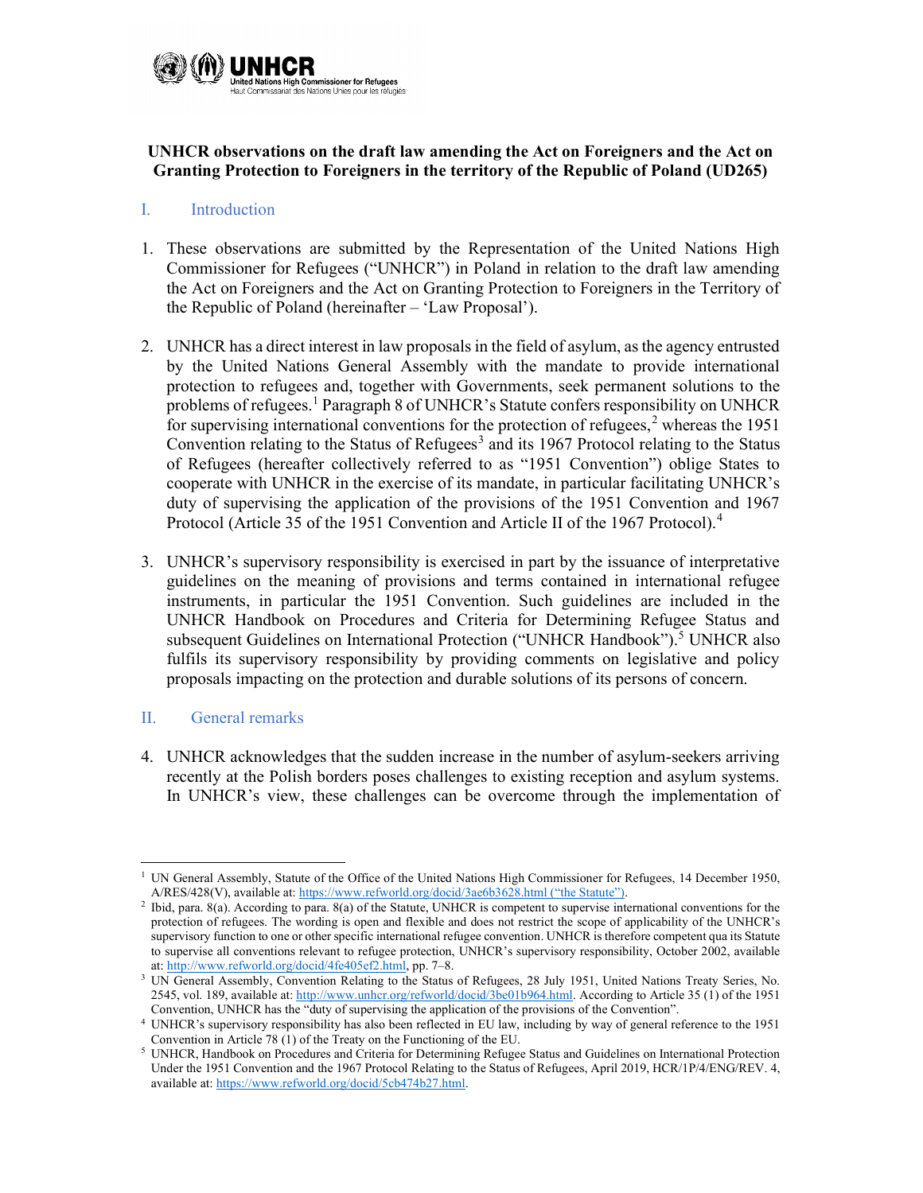**UNHCR observations on the draft law amending the Act on Foreigners and the Act on Granting Protection to Foreigners in the territory of the Republic of Poland (UD265)**

## I. Introduction

1. These observations are submitted by the Representation of the United Nations High Commissioner for Refugees ("UNHCR") in Poland in relation to the draft law amending the Act on Foreigners and the Act on Granting Protection to Foreigners in the Territory of the Republic of Poland (hereinafter – 'Law Proposal').

2. UNHCR has a direct interest in law proposals in the field of asylum, as the agency entrusted by the United Nations General Assembly with the mandate to provide international protection to refugees and, together with Governments, seek permanent solutions to the problems of refugees.[1] Paragraph 8 of UNHCR's Statute confers responsibility on UNHCR for supervising international conventions for the protection of refugees,[2] whereas the 1951 Convention relating to the Status of Refugees[3] and its 1967 Protocol relating to the Status of Refugees (hereafter collectively referred to as "1951 Convention") oblige States to cooperate with UNHCR in the exercise of its mandate, in particular facilitating UNHCR's duty of supervising the application of the provisions of the 1951 Convention and 1967 Protocol (Article 35 of the 1951 Convention and Article II of the 1967 Protocol).[4]

3. UNHCR's supervisory responsibility is exercised in part by the issuance of interpretative guidelines on the meaning of provisions and terms contained in international refugee instruments, in particular the 1951 Convention. Such guidelines are included in the UNHCR Handbook on Procedures and Criteria for Determining Refugee Status and subsequent Guidelines on International Protection ("UNHCR Handbook").[5] UNHCR also fulfils its supervisory responsibility by providing comments on legislative and policy proposals impacting on the protection and durable solutions of its persons of concern.

## II. General remarks

4. UNHCR acknowledges that the sudden increase in the number of asylum-seekers arriving recently at the Polish borders poses challenges to existing reception and asylum systems. In UNHCR's view, these challenges can be overcome through the implementation of

---

[1] UN General Assembly, Statute of the Office of the United Nations High Commissioner for Refugees, 14 December 1950, A/RES/428(V), available at: https://www.refworld.org/docid/3ae6b3628.html ("the Statute").

[2] Ibid, para. 8(a). According to para. 8(a) of the Statute, UNHCR is competent to supervise international conventions for the protection of refugees. The wording is open and flexible and does not restrict the scope of applicability of the UNHCR's supervisory function to one or other specific international refugee convention. UNHCR is therefore competent qua its Statute to supervise all conventions relevant to refugee protection, UNHCR's supervisory responsibility, October 2002, available at: http://www.refworld.org/docid/4fe405ef2.html, pp. 7–8.

[3] UN General Assembly, Convention Relating to the Status of Refugees, 28 July 1951, United Nations Treaty Series, No. 2545, vol. 189, available at: http://www.unhcr.org/refworld/docid/3be01b964.html. According to Article 35 (1) of the 1951 Convention, UNHCR has the "duty of supervising the application of the provisions of the Convention".

[4] UNHCR's supervisory responsibility has also been reflected in EU law, including by way of general reference to the 1951 Convention in Article 78 (1) of the Treaty on the Functioning of the EU.

[5] UNHCR, Handbook on Procedures and Criteria for Determining Refugee Status and Guidelines on International Protection Under the 1951 Convention and the 1967 Protocol Relating to the Status of Refugees, April 2019, HCR/1P/4/ENG/REV. 4, available at: https://www.refworld.org/docid/5cb474b27.html.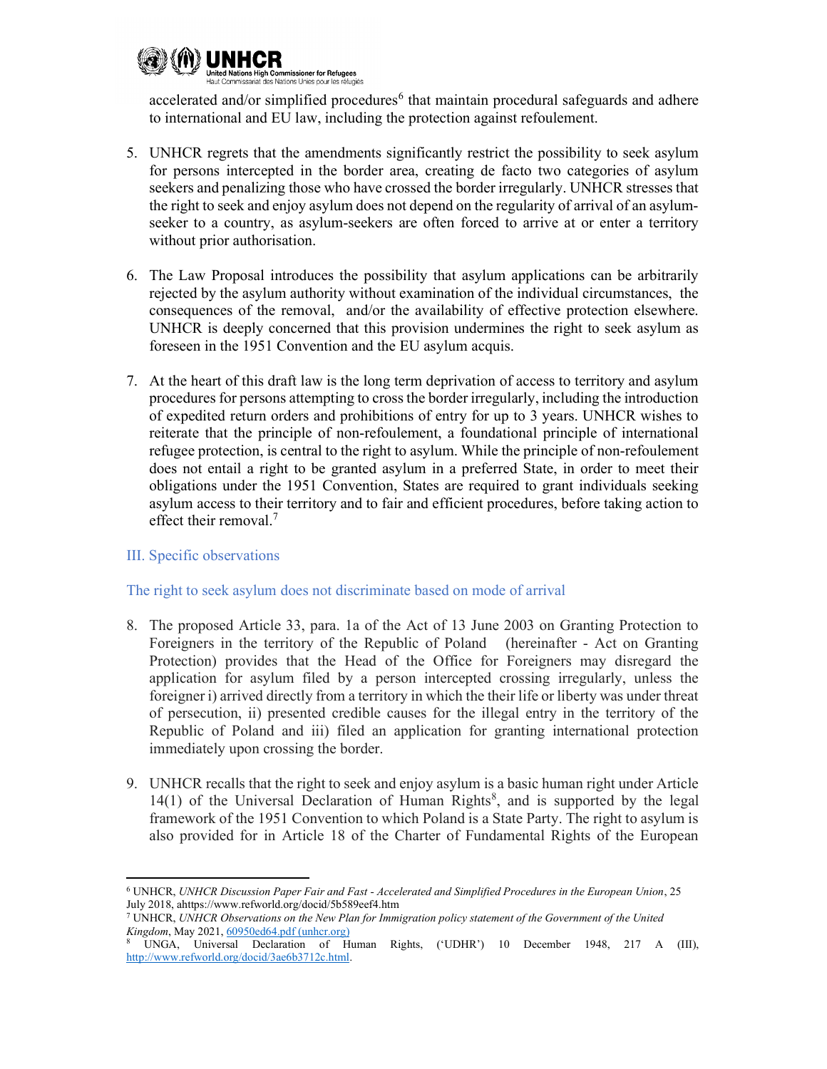accelerated and/or simplified procedures[6] that maintain procedural safeguards and adhere to international and EU law, including the protection against refoulement.

5. UNHCR regrets that the amendments significantly restrict the possibility to seek asylum for persons intercepted in the border area, creating de facto two categories of asylum seekers and penalizing those who have crossed the border irregularly. UNHCR stresses that the right to seek and enjoy asylum does not depend on the regularity of arrival of an asylum-seeker to a country, as asylum-seekers are often forced to arrive at or enter a territory without prior authorisation.

6. The Law Proposal introduces the possibility that asylum applications can be arbitrarily rejected by the asylum authority without examination of the individual circumstances, the consequences of the removal, and/or the availability of effective protection elsewhere. UNHCR is deeply concerned that this provision undermines the right to seek asylum as foreseen in the 1951 Convention and the EU asylum acquis.

7. At the heart of this draft law is the long term deprivation of access to territory and asylum procedures for persons attempting to cross the border irregularly, including the introduction of expedited return orders and prohibitions of entry for up to 3 years. UNHCR wishes to reiterate that the principle of non-refoulement, a foundational principle of international refugee protection, is central to the right to asylum. While the principle of non-refoulement does not entail a right to be granted asylum in a preferred State, in order to meet their obligations under the 1951 Convention, States are required to grant individuals seeking asylum access to their territory and to fair and efficient procedures, before taking action to effect their removal.[7]

## III. Specific observations

### The right to seek asylum does not discriminate based on mode of arrival

8. The proposed Article 33, para. 1a of the Act of 13 June 2003 on Granting Protection to Foreigners in the territory of the Republic of Poland (hereinafter - Act on Granting Protection) provides that the Head of the Office for Foreigners may disregard the application for asylum filed by a person intercepted crossing irregularly, unless the foreigner i) arrived directly from a territory in which the their life or liberty was under threat of persecution, ii) presented credible causes for the illegal entry in the territory of the Republic of Poland and iii) filed an application for granting international protection immediately upon crossing the border.

9. UNHCR recalls that the right to seek and enjoy asylum is a basic human right under Article 14(1) of the Universal Declaration of Human Rights[8], and is supported by the legal framework of the 1951 Convention to which Poland is a State Party. The right to asylum is also provided for in Article 18 of the Charter of Fundamental Rights of the European

---

[6] UNHCR, *UNHCR Discussion Paper Fair and Fast - Accelerated and Simplified Procedures in the European Union*, 25 July 2018, ahttps://www.refworld.org/docid/5b589eef4.htm

[7] UNHCR, *UNHCR Observations on the New Plan for Immigration policy statement of the Government of the United Kingdom*, May 2021, 60950ed64.pdf (unhcr.org)

[8] UNGA, Universal Declaration of Human Rights, ('UDHR') 10 December 1948, 217 A (III), http://www.refworld.org/docid/3ae6b3712c.html.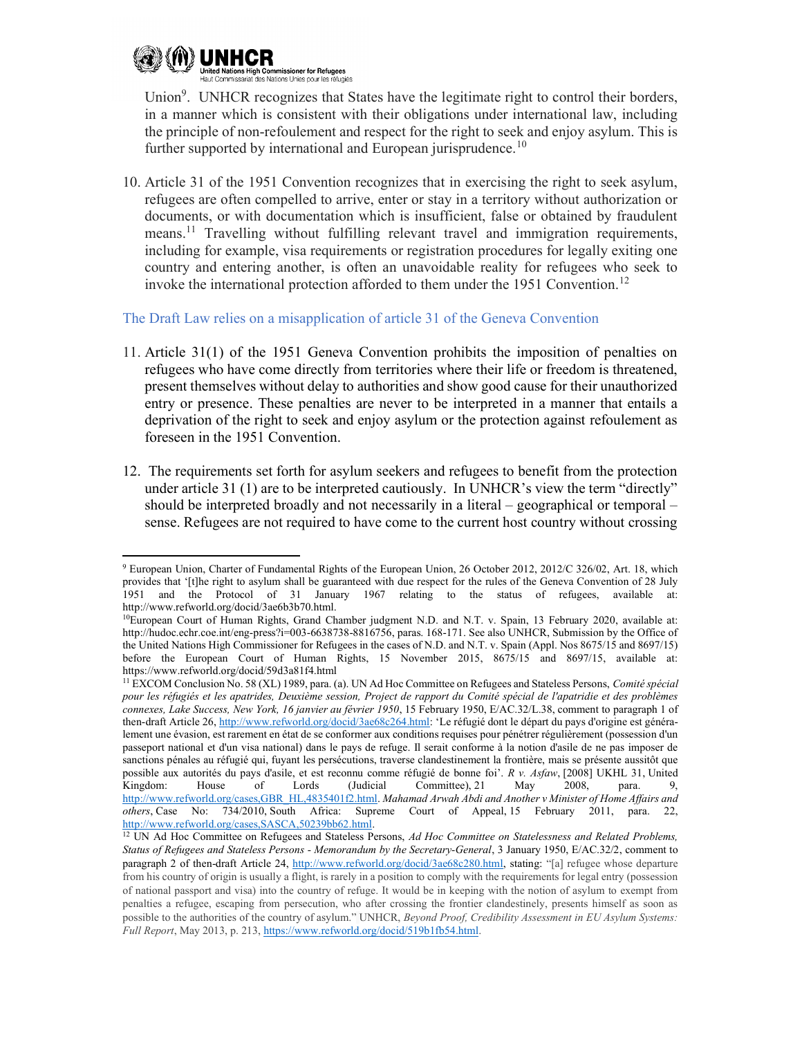Union[9]. UNHCR recognizes that States have the legitimate right to control their borders, in a manner which is consistent with their obligations under international law, including the principle of non-refoulement and respect for the right to seek and enjoy asylum. This is further supported by international and European jurisprudence.[10]

10. Article 31 of the 1951 Convention recognizes that in exercising the right to seek asylum, refugees are often compelled to arrive, enter or stay in a territory without authorization or documents, or with documentation which is insufficient, false or obtained by fraudulent means.[11] Travelling without fulfilling relevant travel and immigration requirements, including for example, visa requirements or registration procedures for legally exiting one country and entering another, is often an unavoidable reality for refugees who seek to invoke the international protection afforded to them under the 1951 Convention.[12]

### The Draft Law relies on a misapplication of article 31 of the Geneva Convention

11. Article 31(1) of the 1951 Geneva Convention prohibits the imposition of penalties on refugees who have come directly from territories where their life or freedom is threatened, present themselves without delay to authorities and show good cause for their unauthorized entry or presence. These penalties are never to be interpreted in a manner that entails a deprivation of the right to seek and enjoy asylum or the protection against refoulement as foreseen in the 1951 Convention.

12. The requirements set forth for asylum seekers and refugees to benefit from the protection under article 31 (1) are to be interpreted cautiously. In UNHCR's view the term "directly" should be interpreted broadly and not necessarily in a literal – geographical or temporal – sense. Refugees are not required to have come to the current host country without crossing

---

[9] European Union, Charter of Fundamental Rights of the European Union, 26 October 2012, 2012/C 326/02, Art. 18, which provides that '[t]he right to asylum shall be guaranteed with due respect for the rules of the Geneva Convention of 28 July 1951 and the Protocol of 31 January 1967 relating to the status of refugees, available at: http://www.refworld.org/docid/3ae6b3b70.html.

[10] European Court of Human Rights, Grand Chamber judgment N.D. and N.T. v. Spain, 13 February 2020, available at: http://hudoc.echr.coe.int/eng-press?i=003-6638738-8816756, paras. 168-171. See also UNHCR, Submission by the Office of the United Nations High Commissioner for Refugees in the cases of N.D. and N.T. v. Spain (Appl. Nos 8675/15 and 8697/15) before the European Court of Human Rights, 15 November 2015, 8675/15 and 8697/15, available at: https://www.refworld.org/docid/59d3a81f4.html

[11] EXCOM Conclusion No. 58 (XL) 1989, para. (a). UN Ad Hoc Committee on Refugees and Stateless Persons, *Comité spécial pour les réfugiés et les apatrides, Deuxième session, Project de rapport du Comité spécial de l'apatridie et des problèmes connexes, Lake Success, New York, 16 janvier au février 1950*, 15 February 1950, E/AC.32/L.38, comment to paragraph 1 of then-draft Article 26, http://www.refworld.org/docid/3ae68c264.html: 'Le réfugié dont le départ du pays d'origine est généralement une évasion, est rarement en état de se conformer aux conditions requises pour pénétrer régulièrement (possession d'un passeport national et d'un visa national) dans le pays de refuge. Il serait conforme à la notion d'asile de ne pas imposer de sanctions pénales au réfugié qui, fuyant les persécutions, traverse clandestinement la frontière, mais se présente aussitôt que possible aux autorités du pays d'asile, et est reconnu comme réfugié de bonne foi'. *R v. Asfaw*, [2008] UKHL 31, United Kingdom: House of Lords (Judicial Committee), 21 May 2008, para. 9, http://www.refworld.org/cases,GBR_HL,4835401f2.html. *Mahamad Arwah Abdi and Another v Minister of Home Affairs and others*, Case No: 734/2010, South Africa: Supreme Court of Appeal, 15 February 2011, para. 22, http://www.refworld.org/cases,SASCA,50239bb62.html.

[12] UN Ad Hoc Committee on Refugees and Stateless Persons, *Ad Hoc Committee on Statelessness and Related Problems, Status of Refugees and Stateless Persons - Memorandum by the Secretary-General*, 3 January 1950, E/AC.32/2, comment to paragraph 2 of then-draft Article 24, http://www.refworld.org/docid/3ae68c280.html, stating: "[a] refugee whose departure from his country of origin is usually a flight, is rarely in a position to comply with the requirements for legal entry (possession of national passport and visa) into the country of refuge. It would be in keeping with the notion of asylum to exempt from penalties a refugee, escaping from persecution, who after crossing the frontier clandestinely, presents himself as soon as possible to the authorities of the country of asylum." UNHCR, *Beyond Proof, Credibility Assessment in EU Asylum Systems: Full Report*, May 2013, p. 213, https://www.refworld.org/docid/519b1fb54.html.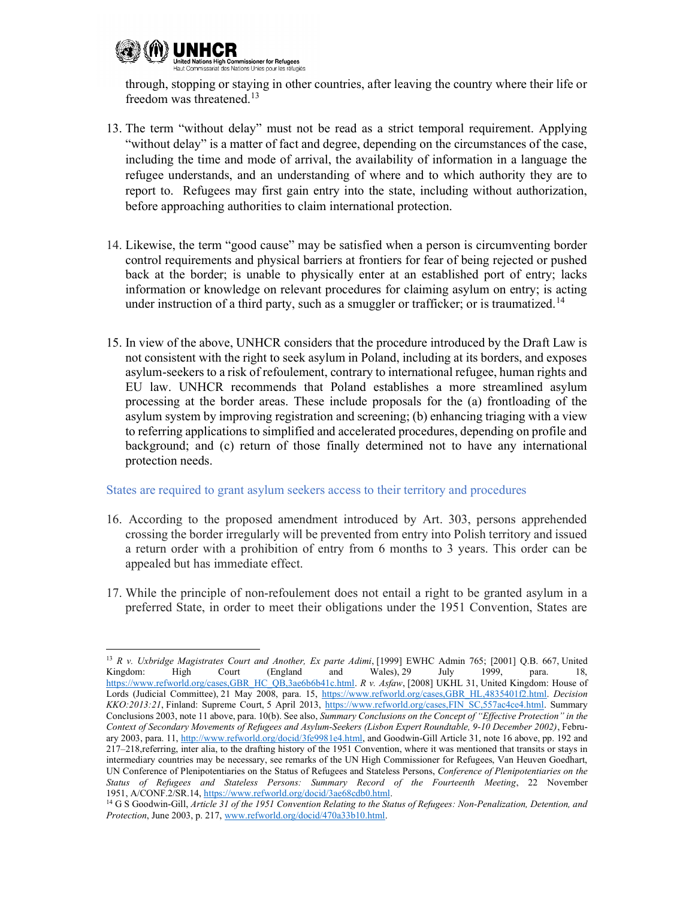through, stopping or staying in other countries, after leaving the country where their life or freedom was threatened.[13]

13. The term "without delay" must not be read as a strict temporal requirement. Applying "without delay" is a matter of fact and degree, depending on the circumstances of the case, including the time and mode of arrival, the availability of information in a language the refugee understands, and an understanding of where and to which authority they are to report to. Refugees may first gain entry into the state, including without authorization, before approaching authorities to claim international protection.

14. Likewise, the term "good cause" may be satisfied when a person is circumventing border control requirements and physical barriers at frontiers for fear of being rejected or pushed back at the border; is unable to physically enter at an established port of entry; lacks information or knowledge on relevant procedures for claiming asylum on entry; is acting under instruction of a third party, such as a smuggler or trafficker; or is traumatized.[14]

15. In view of the above, UNHCR considers that the procedure introduced by the Draft Law is not consistent with the right to seek asylum in Poland, including at its borders, and exposes asylum-seekers to a risk of refoulement, contrary to international refugee, human rights and EU law. UNHCR recommends that Poland establishes a more streamlined asylum processing at the border areas. These include proposals for the (a) frontloading of the asylum system by improving registration and screening; (b) enhancing triaging with a view to referring applications to simplified and accelerated procedures, depending on profile and background; and (c) return of those finally determined not to have any international protection needs.

## States are required to grant asylum seekers access to their territory and procedures

16. According to the proposed amendment introduced by Art. 303, persons apprehended crossing the border irregularly will be prevented from entry into Polish territory and issued a return order with a prohibition of entry from 6 months to 3 years. This order can be appealed but has immediate effect.

17. While the principle of non-refoulement does not entail a right to be granted asylum in a preferred State, in order to meet their obligations under the 1951 Convention, States are

---

[13] *R v. Uxbridge Magistrates Court and Another, Ex parte Adimi*, [1999] EWHC Admin 765; [2001] Q.B. 667, United Kingdom: High Court (England and Wales), 29 July 1999, para. 18, https://www.refworld.org/cases,GBR_HC_QB,3ae6b6b41c.html. *R v. Asfaw*, [2008] UKHL 31, United Kingdom: House of Lords (Judicial Committee), 21 May 2008, para. 15, https://www.refworld.org/cases,GBR_HL,4835401f2.html. *Decision KKO:2013:21*, Finland: Supreme Court, 5 April 2013, https://www.refworld.org/cases,FIN_SC,557ac4ce4.html. Summary Conclusions 2003, note 11 above, para. 10(b). See also, *Summary Conclusions on the Concept of "Effective Protection" in the Context of Secondary Movements of Refugees and Asylum-Seekers (Lisbon Expert Roundtable, 9-10 December 2002)*, February 2003, para. 11, http://www.refworld.org/docid/3fe9981e4.html, and Goodwin-Gill Article 31, note 16 above, pp. 192 and 217–218,referring, inter alia, to the drafting history of the 1951 Convention, where it was mentioned that transits or stays in intermediary countries may be necessary, see remarks of the UN High Commissioner for Refugees, Van Heuven Goedhart, UN Conference of Plenipotentiaries on the Status of Refugees and Stateless Persons, *Conference of Plenipotentiaries on the Status of Refugees and Stateless Persons: Summary Record of the Fourteenth Meeting*, 22 November 1951, A/CONF.2/SR.14, https://www.refworld.org/docid/3ae68cdb0.html.

[14] G S Goodwin-Gill, *Article 31 of the 1951 Convention Relating to the Status of Refugees: Non-Penalization, Detention, and Protection*, June 2003, p. 217, www.refworld.org/docid/470a33b10.html.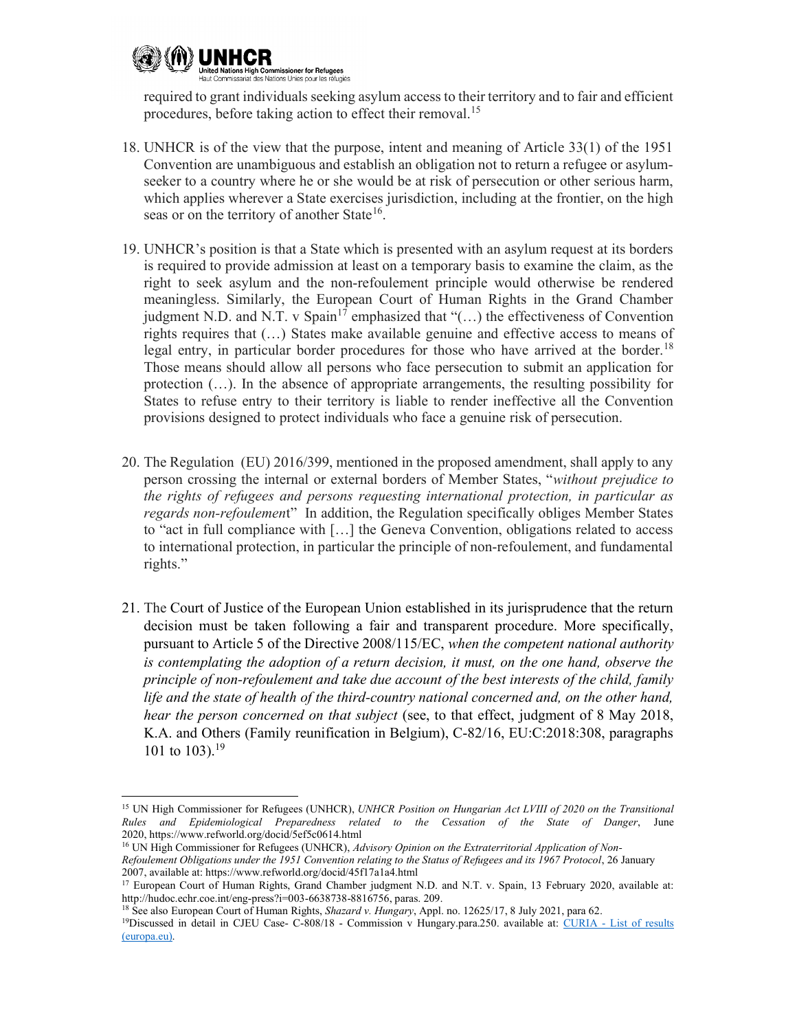required to grant individuals seeking asylum access to their territory and to fair and efficient procedures, before taking action to effect their removal.[15]

18. UNHCR is of the view that the purpose, intent and meaning of Article 33(1) of the 1951 Convention are unambiguous and establish an obligation not to return a refugee or asylum-seeker to a country where he or she would be at risk of persecution or other serious harm, which applies wherever a State exercises jurisdiction, including at the frontier, on the high seas or on the territory of another State[16].

19. UNHCR's position is that a State which is presented with an asylum request at its borders is required to provide admission at least on a temporary basis to examine the claim, as the right to seek asylum and the non-refoulement principle would otherwise be rendered meaningless. Similarly, the European Court of Human Rights in the Grand Chamber judgment N.D. and N.T. v Spain[17] emphasized that "(…) the effectiveness of Convention rights requires that (…) States make available genuine and effective access to means of legal entry, in particular border procedures for those who have arrived at the border.[18] Those means should allow all persons who face persecution to submit an application for protection (…). In the absence of appropriate arrangements, the resulting possibility for States to refuse entry to their territory is liable to render ineffective all the Convention provisions designed to protect individuals who face a genuine risk of persecution.

20. The Regulation (EU) 2016/399, mentioned in the proposed amendment, shall apply to any person crossing the internal or external borders of Member States, "*without prejudice to the rights of refugees and persons requesting international protection, in particular as regards non-refoulement*" In addition, the Regulation specifically obliges Member States to "act in full compliance with […] the Geneva Convention, obligations related to access to international protection, in particular the principle of non-refoulement, and fundamental rights."

21. The Court of Justice of the European Union established in its jurisprudence that the return decision must be taken following a fair and transparent procedure. More specifically, pursuant to Article 5 of the Directive 2008/115/EC, *when the competent national authority is contemplating the adoption of a return decision, it must, on the one hand, observe the principle of non-refoulement and take due account of the best interests of the child, family life and the state of health of the third-country national concerned and, on the other hand, hear the person concerned on that subject* (see, to that effect, judgment of 8 May 2018, K.A. and Others (Family reunification in Belgium), C-82/16, EU:C:2018:308, paragraphs 101 to 103).[19]

---

[15] UN High Commissioner for Refugees (UNHCR), *UNHCR Position on Hungarian Act LVIII of 2020 on the Transitional Rules and Epidemiological Preparedness related to the Cessation of the State of Danger*, June 2020, https://www.refworld.org/docid/5ef5c0614.html

[16] UN High Commissioner for Refugees (UNHCR), *Advisory Opinion on the Extraterritorial Application of Non-Refoulement Obligations under the 1951 Convention relating to the Status of Refugees and its 1967 Protocol*, 26 January 2007, available at: https://www.refworld.org/docid/45f17a1a4.html

[17] European Court of Human Rights, Grand Chamber judgment N.D. and N.T. v. Spain, 13 February 2020, available at: http://hudoc.echr.coe.int/eng-press?i=003-6638738-8816756, paras. 209.

[18] See also European Court of Human Rights, *Shazard v. Hungary*, Appl. no. 12625/17, 8 July 2021, para 62.

[19] Discussed in detail in CJEU Case- C-808/18 - Commission v Hungary.para.250. available at: CURIA - List of results (europa.eu).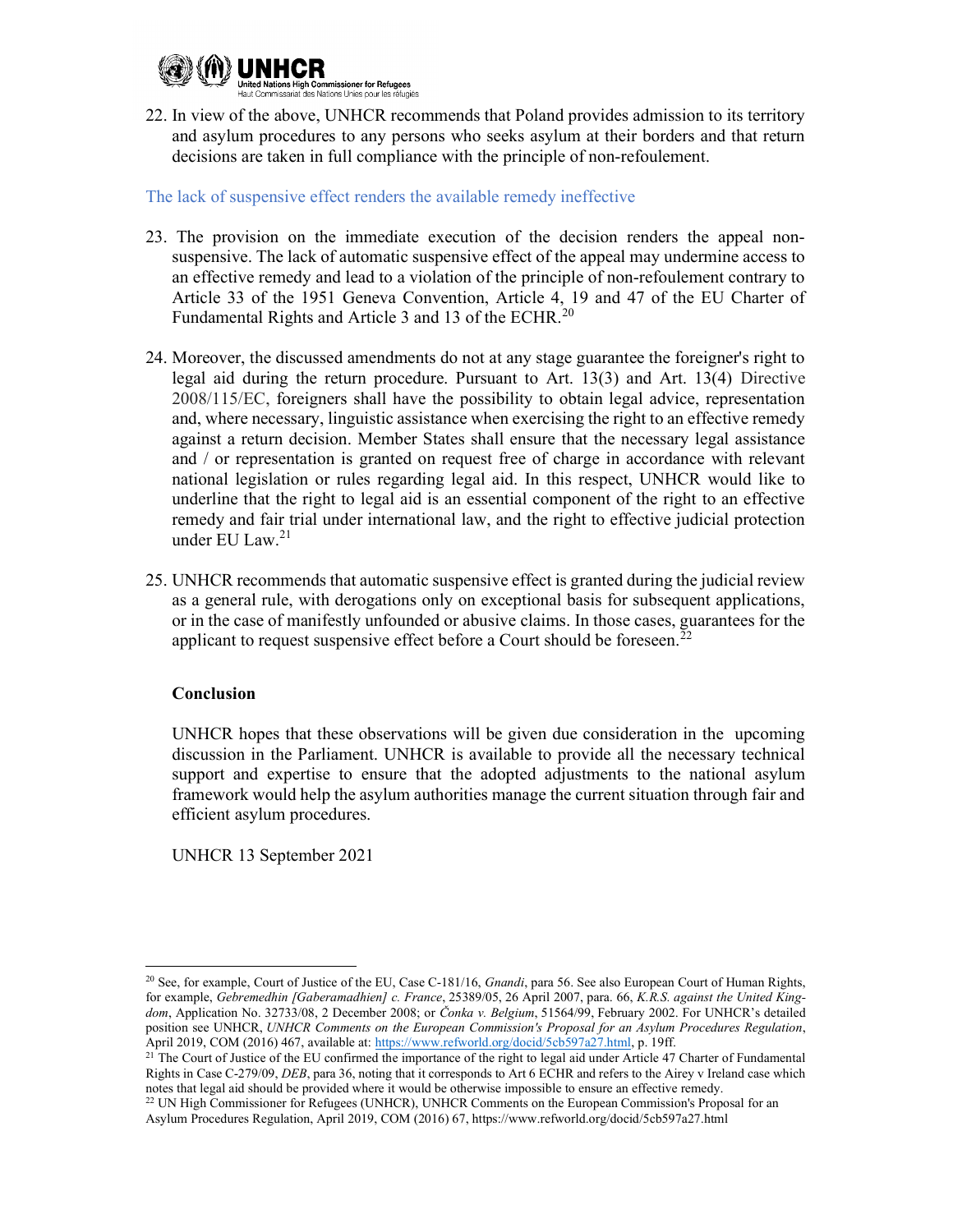22. In view of the above, UNHCR recommends that Poland provides admission to its territory and asylum procedures to any persons who seeks asylum at their borders and that return decisions are taken in full compliance with the principle of non-refoulement.

### The lack of suspensive effect renders the available remedy ineffective

23. The provision on the immediate execution of the decision renders the appeal non-suspensive. The lack of automatic suspensive effect of the appeal may undermine access to an effective remedy and lead to a violation of the principle of non-refoulement contrary to Article 33 of the 1951 Geneva Convention, Article 4, 19 and 47 of the EU Charter of Fundamental Rights and Article 3 and 13 of the ECHR.[20]

24. Moreover, the discussed amendments do not at any stage guarantee the foreigner's right to legal aid during the return procedure. Pursuant to Art. 13(3) and Art. 13(4) Directive 2008/115/EC, foreigners shall have the possibility to obtain legal advice, representation and, where necessary, linguistic assistance when exercising the right to an effective remedy against a return decision. Member States shall ensure that the necessary legal assistance and / or representation is granted on request free of charge in accordance with relevant national legislation or rules regarding legal aid. In this respect, UNHCR would like to underline that the right to legal aid is an essential component of the right to an effective remedy and fair trial under international law, and the right to effective judicial protection under EU Law.[21]

25. UNHCR recommends that automatic suspensive effect is granted during the judicial review as a general rule, with derogations only on exceptional basis for subsequent applications, or in the case of manifestly unfounded or abusive claims. In those cases, guarantees for the applicant to request suspensive effect before a Court should be foreseen.[22]

**Conclusion**

UNHCR hopes that these observations will be given due consideration in the upcoming discussion in the Parliament. UNHCR is available to provide all the necessary technical support and expertise to ensure that the adopted adjustments to the national asylum framework would help the asylum authorities manage the current situation through fair and efficient asylum procedures.

UNHCR 13 September 2021

---

[20] See, for example, Court of Justice of the EU, Case C-181/16, *Gnandi*, para 56. See also European Court of Human Rights, for example, *Gebremedhin [Gaberamadhien] c. France*, 25389/05, 26 April 2007, para. 66, *K.R.S. against the United Kingdom*, Application No. 32733/08, 2 December 2008; or *Čonka v. Belgium*, 51564/99, February 2002. For UNHCR's detailed position see UNHCR, *UNHCR Comments on the European Commission's Proposal for an Asylum Procedures Regulation*, April 2019, COM (2016) 467, available at: https://www.refworld.org/docid/5cb597a27.html, p. 19ff.

[21] The Court of Justice of the EU confirmed the importance of the right to legal aid under Article 47 Charter of Fundamental Rights in Case C-279/09, *DEB*, para 36, noting that it corresponds to Art 6 ECHR and refers to the Airey v Ireland case which notes that legal aid should be provided where it would be otherwise impossible to ensure an effective remedy.

[22] UN High Commissioner for Refugees (UNHCR), UNHCR Comments on the European Commission's Proposal for an Asylum Procedures Regulation, April 2019, COM (2016) 67, https://www.refworld.org/docid/5cb597a27.html